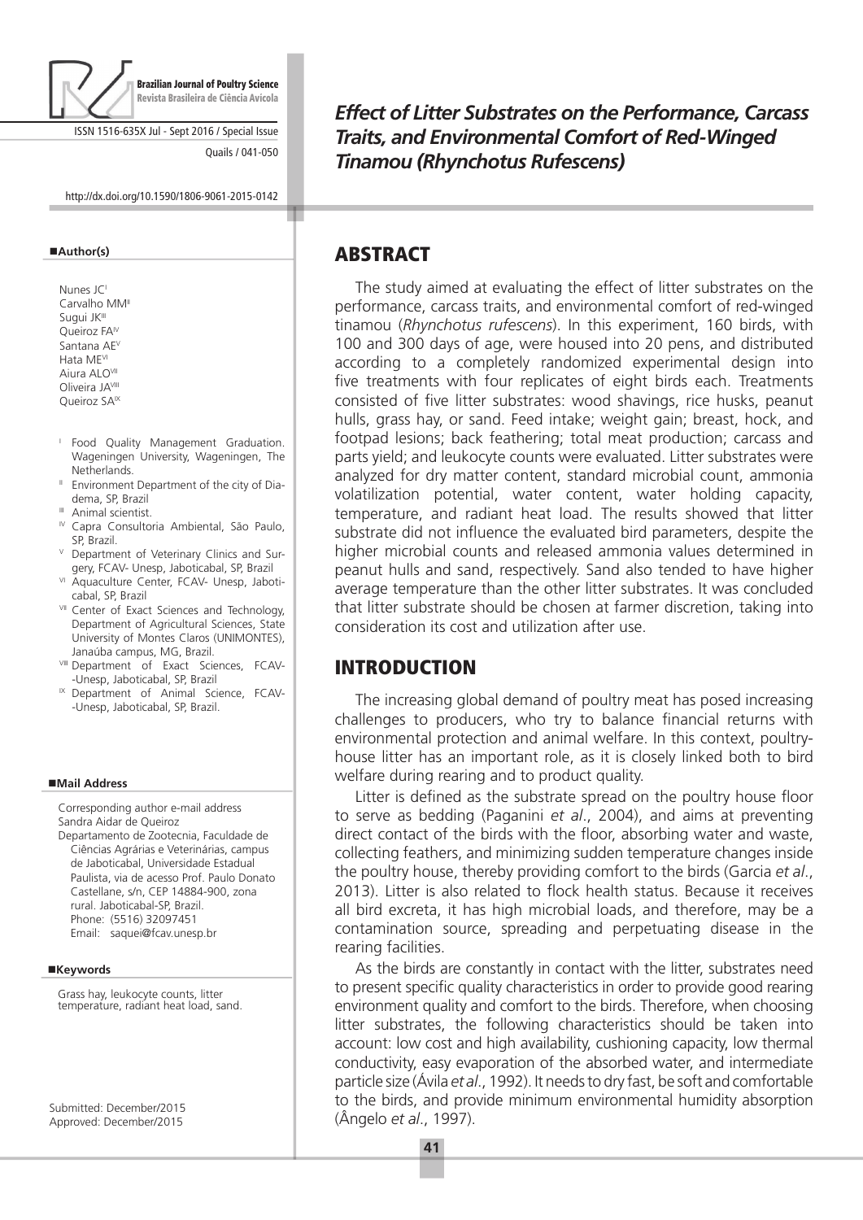# Effect of Litter Substrates on the Performance, Carcass Traits, and Environmental Comfort of Red-Winged Tinamou (*Rhynchotus Rufescens*)

ISSN 1516-635X Jul - Sept 2016 / Special Issue

Quails / 041-050

http://dx.doi.org/10.1590/1806-9061-2015-0142

**Author(s)**

Nunes JC[I]
Carvalho MM[II]
Sugui JK[III]
Queiroz FA[IV]
Santana AE[V]
Hata ME[VI]
Aiura ALO[VII]
Oliveira JA[VIII]
Queiroz SA[IX]

[I] Food Quality Management Graduation. Wageningen University, Wageningen, The Netherlands.
[II] Environment Department of the city of Diadema, SP, Brazil
[III] Animal scientist.
[IV] Capra Consultoria Ambiental, São Paulo, SP, Brazil.
[V] Department of Veterinary Clinics and Surgery, FCAV- Unesp, Jaboticabal, SP, Brazil
[VI] Aquaculture Center, FCAV- Unesp, Jaboticabal, SP, Brazil
[VII] Center of Exact Sciences and Technology, Department of Agricultural Sciences, State University of Montes Claros (UNIMONTES), Janaúba campus, MG, Brazil.
[VIII] Department of Exact Sciences, FCAV-Unesp, Jaboticabal, SP, Brazil
[IX] Department of Animal Science, FCAV-Unesp, Jaboticabal, SP, Brazil.

**Mail Address**

Corresponding author e-mail address
Sandra Aidar de Queiroz
Departamento de Zootecnia, Faculdade de Ciências Agrárias e Veterinárias, campus de Jaboticabal, Universidade Estadual Paulista, via de acesso Prof. Paulo Donato Castellane, s/n, CEP 14884-900, zona rural. Jaboticabal-SP, Brazil.
Phone: (5516) 32097451
Email: saquei@fcav.unesp.br

**Keywords**

Grass hay, leukocyte counts, litter temperature, radiant heat load, sand.

Submitted: December/2015
Approved: December/2015

## ABSTRACT

The study aimed at evaluating the effect of litter substrates on the performance, carcass traits, and environmental comfort of red-winged tinamou (*Rhynchotus rufescens*). In this experiment, 160 birds, with 100 and 300 days of age, were housed into 20 pens, and distributed according to a completely randomized experimental design into five treatments with four replicates of eight birds each. Treatments consisted of five litter substrates: wood shavings, rice husks, peanut hulls, grass hay, or sand. Feed intake; weight gain; breast, hock, and footpad lesions; back feathering; total meat production; carcass and parts yield; and leukocyte counts were evaluated. Litter substrates were analyzed for dry matter content, standard microbial count, ammonia volatilization potential, water content, water holding capacity, temperature, and radiant heat load. The results showed that litter substrate did not influence the evaluated bird parameters, despite the higher microbial counts and released ammonia values determined in peanut hulls and sand, respectively. Sand also tended to have higher average temperature than the other litter substrates. It was concluded that litter substrate should be chosen at farmer discretion, taking into consideration its cost and utilization after use.

## INTRODUCTION

The increasing global demand of poultry meat has posed increasing challenges to producers, who try to balance financial returns with environmental protection and animal welfare. In this context, poultry-house litter has an important role, as it is closely linked both to bird welfare during rearing and to product quality.

Litter is defined as the substrate spread on the poultry house floor to serve as bedding (Paganini *et al*., 2004), and aims at preventing direct contact of the birds with the floor, absorbing water and waste, collecting feathers, and minimizing sudden temperature changes inside the poultry house, thereby providing comfort to the birds (Garcia *et al*., 2013). Litter is also related to flock health status. Because it receives all bird excreta, it has high microbial loads, and therefore, may be a contamination source, spreading and perpetuating disease in the rearing facilities.

As the birds are constantly in contact with the litter, substrates need to present specific quality characteristics in order to provide good rearing environment quality and comfort to the birds. Therefore, when choosing litter substrates, the following characteristics should be taken into account: low cost and high availability, cushioning capacity, low thermal conductivity, easy evaporation of the absorbed water, and intermediate particle size (Ávila *et al*., 1992). It needs to dry fast, be soft and comfortable to the birds, and provide minimum environmental humidity absorption (Ângelo *et al*., 1997).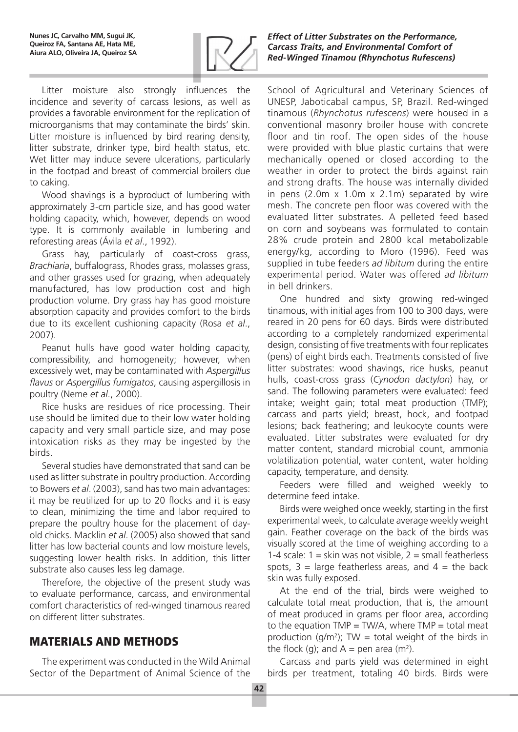Litter moisture also strongly influences the incidence and severity of carcass lesions, as well as provides a favorable environment for the replication of microorganisms that may contaminate the birds' skin. Litter moisture is influenced by bird rearing density, litter substrate, drinker type, bird health status, etc. Wet litter may induce severe ulcerations, particularly in the footpad and breast of commercial broilers due to caking.

Wood shavings is a byproduct of lumbering with approximately 3-cm particle size, and has good water holding capacity, which, however, depends on wood type. It is commonly available in lumbering and reforesting areas (Ávila *et al*., 1992).

Grass hay, particularly of coast-cross grass, *Brachiaria*, buffalograss, Rhodes grass, molasses grass, and other grasses used for grazing, when adequately manufactured, has low production cost and high production volume. Dry grass hay has good moisture absorption capacity and provides comfort to the birds due to its excellent cushioning capacity (Rosa *et al*., 2007).

Peanut hulls have good water holding capacity, compressibility, and homogeneity; however, when excessively wet, may be contaminated with *Aspergillus flavus* or *Aspergillus fumigatos*, causing aspergillosis in poultry (Neme *et al*., 2000).

Rice husks are residues of rice processing. Their use should be limited due to their low water holding capacity and very small particle size, and may pose intoxication risks as they may be ingested by the birds.

Several studies have demonstrated that sand can be used as litter substrate in poultry production. According to Bowers *et al*. (2003), sand has two main advantages: it may be reutilized for up to 20 flocks and it is easy to clean, minimizing the time and labor required to prepare the poultry house for the placement of day-old chicks. Macklin *et al*. (2005) also showed that sand litter has low bacterial counts and low moisture levels, suggesting lower health risks. In addition, this litter substrate also causes less leg damage.

Therefore, the objective of the present study was to evaluate performance, carcass, and environmental comfort characteristics of red-winged tinamous reared on different litter substrates.

## MATERIALS AND METHODS

The experiment was conducted in the Wild Animal Sector of the Department of Animal Science of the School of Agricultural and Veterinary Sciences of UNESP, Jaboticabal campus, SP, Brazil. Red-winged tinamous (*Rhynchotus rufescens*) were housed in a conventional masonry broiler house with concrete floor and tin roof. The open sides of the house were provided with blue plastic curtains that were mechanically opened or closed according to the weather in order to protect the birds against rain and strong drafts. The house was internally divided in pens (2.0m x 1.0m x 2.1m) separated by wire mesh. The concrete pen floor was covered with the evaluated litter substrates. A pelleted feed based on corn and soybeans was formulated to contain 28% crude protein and 2800 kcal metabolizable energy/kg, according to Moro (1996). Feed was supplied in tube feeders *ad libitum* during the entire experimental period. Water was offered *ad libitum* in bell drinkers.

One hundred and sixty growing red-winged tinamous, with initial ages from 100 to 300 days, were reared in 20 pens for 60 days. Birds were distributed according to a completely randomized experimental design, consisting of five treatments with four replicates (pens) of eight birds each. Treatments consisted of five litter substrates: wood shavings, rice husks, peanut hulls, coast-cross grass (*Cynodon dactylon*) hay, or sand. The following parameters were evaluated: feed intake; weight gain; total meat production (TMP); carcass and parts yield; breast, hock, and footpad lesions; back feathering; and leukocyte counts were evaluated. Litter substrates were evaluated for dry matter content, standard microbial count, ammonia volatilization potential, water content, water holding capacity, temperature, and density.

Feeders were filled and weighed weekly to determine feed intake.

Birds were weighed once weekly, starting in the first experimental week, to calculate average weekly weight gain. Feather coverage on the back of the birds was visually scored at the time of weighing according to a 1-4 scale: 1 = skin was not visible, 2 = small featherless spots, 3 = large featherless areas, and 4 = the back skin was fully exposed.

At the end of the trial, birds were weighed to calculate total meat production, that is, the amount of meat produced in grams per floor area, according to the equation TMP = TW/A, where TMP = total meat production ($g/m^2$); TW = total weight of the birds in the flock (g); and A = pen area ($m^2$).

Carcass and parts yield was determined in eight birds per treatment, totaling 40 birds. Birds were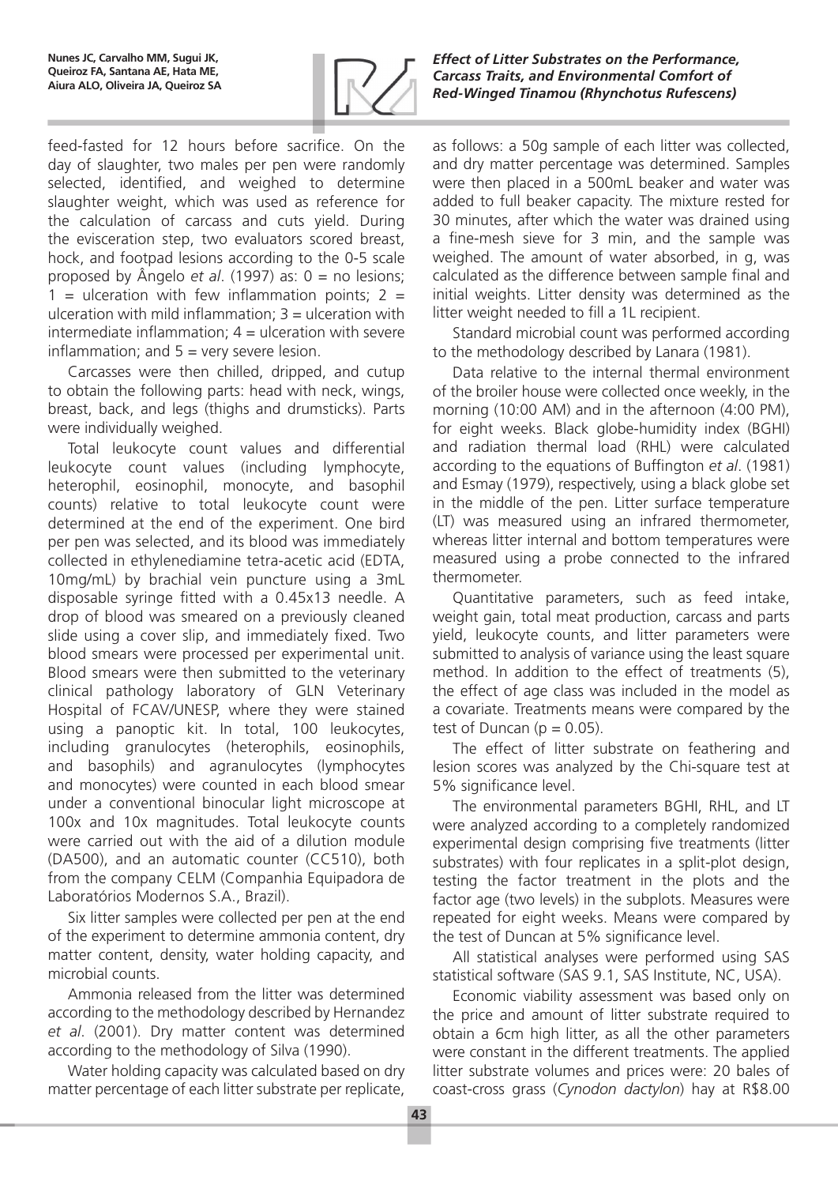feed-fasted for 12 hours before sacrifice. On the day of slaughter, two males per pen were randomly selected, identified, and weighed to determine slaughter weight, which was used as reference for the calculation of carcass and cuts yield. During the evisceration step, two evaluators scored breast, hock, and footpad lesions according to the 0-5 scale proposed by Ângelo *et al*. (1997) as: 0 = no lesions; 1 = ulceration with few inflammation points; 2 = ulceration with mild inflammation; 3 = ulceration with intermediate inflammation; 4 = ulceration with severe inflammation; and 5 = very severe lesion.

Carcasses were then chilled, dripped, and cutup to obtain the following parts: head with neck, wings, breast, back, and legs (thighs and drumsticks). Parts were individually weighed.

Total leukocyte count values and differential leukocyte count values (including lymphocyte, heterophil, eosinophil, monocyte, and basophil counts) relative to total leukocyte count were determined at the end of the experiment. One bird per pen was selected, and its blood was immediately collected in ethylenediamine tetra-acetic acid (EDTA, 10mg/mL) by brachial vein puncture using a 3mL disposable syringe fitted with a 0.45x13 needle. A drop of blood was smeared on a previously cleaned slide using a cover slip, and immediately fixed. Two blood smears were processed per experimental unit. Blood smears were then submitted to the veterinary clinical pathology laboratory of GLN Veterinary Hospital of FCAV/UNESP, where they were stained using a panoptic kit. In total, 100 leukocytes, including granulocytes (heterophils, eosinophils, and basophils) and agranulocytes (lymphocytes and monocytes) were counted in each blood smear under a conventional binocular light microscope at 100x and 10x magnitudes. Total leukocyte counts were carried out with the aid of a dilution module (DA500), and an automatic counter (CC510), both from the company CELM (Companhia Equipadora de Laboratórios Modernos S.A., Brazil).

Six litter samples were collected per pen at the end of the experiment to determine ammonia content, dry matter content, density, water holding capacity, and microbial counts.

Ammonia released from the litter was determined according to the methodology described by Hernandez *et al*. (2001). Dry matter content was determined according to the methodology of Silva (1990).

Water holding capacity was calculated based on dry matter percentage of each litter substrate per replicate, as follows: a 50g sample of each litter was collected, and dry matter percentage was determined. Samples were then placed in a 500mL beaker and water was added to full beaker capacity. The mixture rested for 30 minutes, after which the water was drained using a fine-mesh sieve for 3 min, and the sample was weighed. The amount of water absorbed, in g, was calculated as the difference between sample final and initial weights. Litter density was determined as the litter weight needed to fill a 1L recipient.

Standard microbial count was performed according to the methodology described by Lanara (1981).

Data relative to the internal thermal environment of the broiler house were collected once weekly, in the morning (10:00 AM) and in the afternoon (4:00 PM), for eight weeks. Black globe-humidity index (BGHI) and radiation thermal load (RHL) were calculated according to the equations of Buffington *et al*. (1981) and Esmay (1979), respectively, using a black globe set in the middle of the pen. Litter surface temperature (LT) was measured using an infrared thermometer, whereas litter internal and bottom temperatures were measured using a probe connected to the infrared thermometer.

Quantitative parameters, such as feed intake, weight gain, total meat production, carcass and parts yield, leukocyte counts, and litter parameters were submitted to analysis of variance using the least square method. In addition to the effect of treatments (5), the effect of age class was included in the model as a covariate. Treatments means were compared by the test of Duncan ($p = 0.05$).

The effect of litter substrate on feathering and lesion scores was analyzed by the Chi-square test at 5% significance level.

The environmental parameters BGHI, RHL, and LT were analyzed according to a completely randomized experimental design comprising five treatments (litter substrates) with four replicates in a split-plot design, testing the factor treatment in the plots and the factor age (two levels) in the subplots. Measures were repeated for eight weeks. Means were compared by the test of Duncan at 5% significance level.

All statistical analyses were performed using SAS statistical software (SAS 9.1, SAS Institute, NC, USA).

Economic viability assessment was based only on the price and amount of litter substrate required to obtain a 6cm high litter, as all the other parameters were constant in the different treatments. The applied litter substrate volumes and prices were: 20 bales of coast-cross grass (*Cynodon dactylon*) hay at R$8.00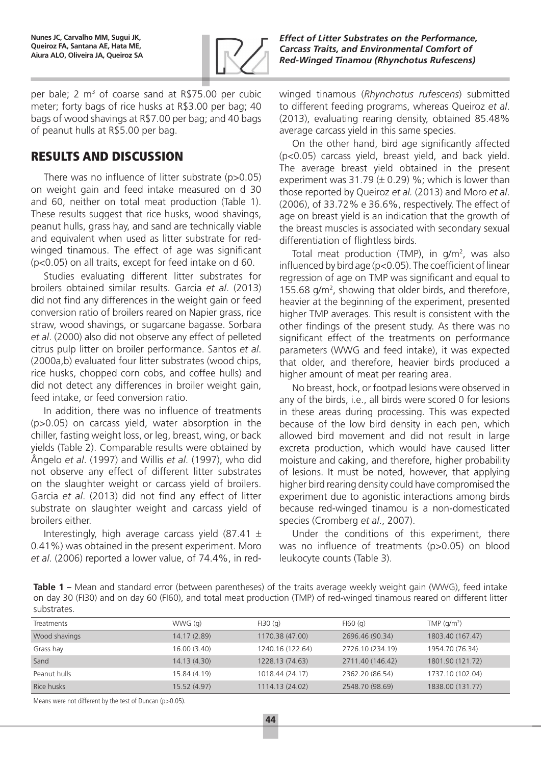per bale; 2 $m^3$ of coarse sand at R$75.00 per cubic meter; forty bags of rice husks at R$3.00 per bag; 40 bags of wood shavings at R$7.00 per bag; and 40 bags of peanut hulls at R$5.00 per bag.

## RESULTS AND DISCUSSION

There was no influence of litter substrate ($p>0.05$) on weight gain and feed intake measured on d 30 and 60, neither on total meat production (Table 1). These results suggest that rice husks, wood shavings, peanut hulls, grass hay, and sand are technically viable and equivalent when used as litter substrate for red-winged tinamous. The effect of age was significant ($p<0.05$) on all traits, except for feed intake on d 60.

Studies evaluating different litter substrates for broilers obtained similar results. Garcia *et al*. (2013) did not find any differences in the weight gain or feed conversion ratio of broilers reared on Napier grass, rice straw, wood shavings, or sugarcane bagasse. Sorbara *et al*. (2000) also did not observe any effect of pelleted citrus pulp litter on broiler performance. Santos *et al.* (2000a,b) evaluated four litter substrates (wood chips, rice husks, chopped corn cobs, and coffee hulls) and did not detect any differences in broiler weight gain, feed intake, or feed conversion ratio.

In addition, there was no influence of treatments ($p>0.05$) on carcass yield, water absorption in the chiller, fasting weight loss, or leg, breast, wing, or back yields (Table 2). Comparable results were obtained by Ângelo *et al*. (1997) and Willis *et al*. (1997), who did not observe any effect of different litter substrates on the slaughter weight or carcass yield of broilers. Garcia *et al*. (2013) did not find any effect of litter substrate on slaughter weight and carcass yield of broilers either.

Interestingly, high average carcass yield (87.41 ± 0.41%) was obtained in the present experiment. Moro *et al*. (2006) reported a lower value, of 74.4%, in red-winged tinamous (*Rhynchotus rufescens*) submitted to different feeding programs, whereas Queiroz *et al*. (2013), evaluating rearing density, obtained 85.48% average carcass yield in this same species.

On the other hand, bird age significantly affected ($p<0.05$) carcass yield, breast yield, and back yield. The average breast yield obtained in the present experiment was 31.79 (± 0.29) %; which is lower than those reported by Queiroz *et al.* (2013) and Moro *et al*. (2006), of 33.72% e 36.6%, respectively. The effect of age on breast yield is an indication that the growth of the breast muscles is associated with secondary sexual differentiation of flightless birds.

Total meat production (TMP), in g/$m^2$, was also influenced by bird age ($p<0.05$). The coefficient of linear regression of age on TMP was significant and equal to 155.68 g/$m^2$, showing that older birds, and therefore, heavier at the beginning of the experiment, presented higher TMP averages. This result is consistent with the other findings of the present study. As there was no significant effect of the treatments on performance parameters (WWG and feed intake), it was expected that older, and therefore, heavier birds produced a higher amount of meat per rearing area.

No breast, hock, or footpad lesions were observed in any of the birds, i.e., all birds were scored 0 for lesions in these areas during processing. This was expected because of the low bird density in each pen, which allowed bird movement and did not result in large excreta production, which would have caused litter moisture and caking, and therefore, higher probability of lesions. It must be noted, however, that applying higher bird rearing density could have compromised the experiment due to agonistic interactions among birds because red-winged tinamou is a non-domesticated species (Cromberg *et al*., 2007).

Under the conditions of this experiment, there was no influence of treatments ($p>0.05$) on blood leukocyte counts (Table 3).

**Table 1 –** Mean and standard error (between parentheses) of the traits average weekly weight gain (WWG), feed intake on day 30 (FI30) and on day 60 (FI60), and total meat production (TMP) of red-winged tinamous reared on different litter substrates.

| Treatments | WWG (g) | FI30 (g) | FI60 (g) | TMP (g/$m^2$) |
|---|---|---|---|---|
| Wood shavings | 14.17 (2.89) | 1170.38 (47.00) | 2696.46 (90.34) | 1803.40 (167.47) |
| Grass hay | 16.00 (3.40) | 1240.16 (122.64) | 2726.10 (234.19) | 1954.70 (76.34) |
| Sand | 14.13 (4.30) | 1228.13 (74.63) | 2711.40 (146.42) | 1801.90 (121.72) |
| Peanut hulls | 15.84 (4.19) | 1018.44 (24.17) | 2362.20 (86.54) | 1737.10 (102.04) |
| Rice husks | 15.52 (4.97) | 1114.13 (24.02) | 2548.70 (98.69) | 1838.00 (131.77) |

Means were not different by the test of Duncan ($p>0.05$).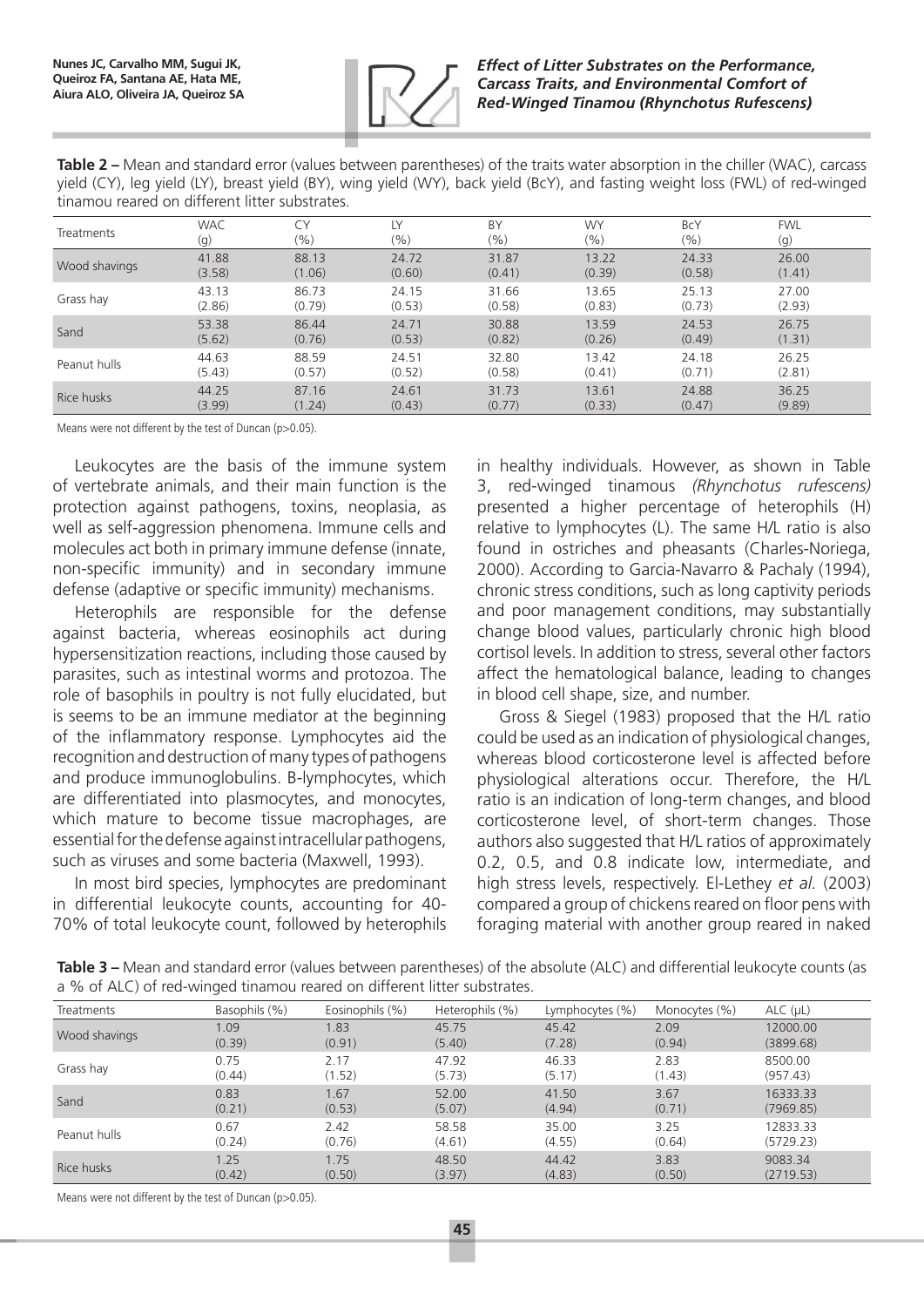**Table 2 –** Mean and standard error (values between parentheses) of the traits water absorption in the chiller (WAC), carcass yield (CY), leg yield (LY), breast yield (BY), wing yield (WY), back yield (BcY), and fasting weight loss (FWL) of red-winged tinamou reared on different litter substrates.

| Treatments | WAC (g) | CY (%) | LY (%) | BY (%) | WY (%) | BcY (%) | FWL (g) |
|---|---|---|---|---|---|---|---|
| Wood shavings | 41.88 (3.58) | 88.13 (1.06) | 24.72 (0.60) | 31.87 (0.41) | 13.22 (0.39) | 24.33 (0.58) | 26.00 (1.41) |
| Grass hay | 43.13 (2.86) | 86.73 (0.79) | 24.15 (0.53) | 31.66 (0.58) | 13.65 (0.83) | 25.13 (0.73) | 27.00 (2.93) |
| Sand | 53.38 (5.62) | 86.44 (0.76) | 24.71 (0.53) | 30.88 (0.82) | 13.59 (0.26) | 24.53 (0.49) | 26.75 (1.31) |
| Peanut hulls | 44.63 (5.43) | 88.59 (0.57) | 24.51 (0.52) | 32.80 (0.58) | 13.42 (0.41) | 24.18 (0.71) | 26.25 (2.81) |
| Rice husks | 44.25 (3.99) | 87.16 (1.24) | 24.61 (0.43) | 31.73 (0.77) | 13.61 (0.33) | 24.88 (0.47) | 36.25 (9.89) |

Means were not different by the test of Duncan (p>0.05).

Leukocytes are the basis of the immune system of vertebrate animals, and their main function is the protection against pathogens, toxins, neoplasia, as well as self-aggression phenomena. Immune cells and molecules act both in primary immune defense (innate, non-specific immunity) and in secondary immune defense (adaptive or specific immunity) mechanisms.

Heterophils are responsible for the defense against bacteria, whereas eosinophils act during hypersensitization reactions, including those caused by parasites, such as intestinal worms and protozoa. The role of basophils in poultry is not fully elucidated, but is seems to be an immune mediator at the beginning of the inflammatory response. Lymphocytes aid the recognition and destruction of many types of pathogens and produce immunoglobulins. B-lymphocytes, which are differentiated into plasmocytes, and monocytes, which mature to become tissue macrophages, are essential for the defense against intracellular pathogens, such as viruses and some bacteria (Maxwell, 1993).

In most bird species, lymphocytes are predominant in differential leukocyte counts, accounting for 40-70% of total leukocyte count, followed by heterophils in healthy individuals. However, as shown in Table 3, red-winged tinamous *(Rhynchotus rufescens)* presented a higher percentage of heterophils (H) relative to lymphocytes (L). The same H/L ratio is also found in ostriches and pheasants (Charles-Noriega, 2000). According to Garcia-Navarro & Pachaly (1994), chronic stress conditions, such as long captivity periods and poor management conditions, may substantially change blood values, particularly chronic high blood cortisol levels. In addition to stress, several other factors affect the hematological balance, leading to changes in blood cell shape, size, and number.

Gross & Siegel (1983) proposed that the H/L ratio could be used as an indication of physiological changes, whereas blood corticosterone level is affected before physiological alterations occur. Therefore, the H/L ratio is an indication of long-term changes, and blood corticosterone level, of short-term changes. Those authors also suggested that H/L ratios of approximately 0.2, 0.5, and 0.8 indicate low, intermediate, and high stress levels, respectively. El-Lethey *et al.* (2003) compared a group of chickens reared on floor pens with foraging material with another group reared in naked

**Table 3 –** Mean and standard error (values between parentheses) of the absolute (ALC) and differential leukocyte counts (as a % of ALC) of red-winged tinamou reared on different litter substrates.

| Treatments | Basophils (%) | Eosinophils (%) | Heterophils (%) | Lymphocytes (%) | Monocytes (%) | ALC (μL) |
|---|---|---|---|---|---|---|
| Wood shavings | 1.09 (0.39) | 1.83 (0.91) | 45.75 (5.40) | 45.42 (7.28) | 2.09 (0.94) | 12000.00 (3899.68) |
| Grass hay | 0.75 (0.44) | 2.17 (1.52) | 47.92 (5.73) | 46.33 (5.17) | 2.83 (1.43) | 8500.00 (957.43) |
| Sand | 0.83 (0.21) | 1.67 (0.53) | 52.00 (5.07) | 41.50 (4.94) | 3.67 (0.71) | 16333.33 (7969.85) |
| Peanut hulls | 0.67 (0.24) | 2.42 (0.76) | 58.58 (4.61) | 35.00 (4.55) | 3.25 (0.64) | 12833.33 (5729.23) |
| Rice husks | 1.25 (0.42) | 1.75 (0.50) | 48.50 (3.97) | 44.42 (4.83) | 3.83 (0.50) | 9083.34 (2719.53) |

Means were not different by the test of Duncan (p>0.05).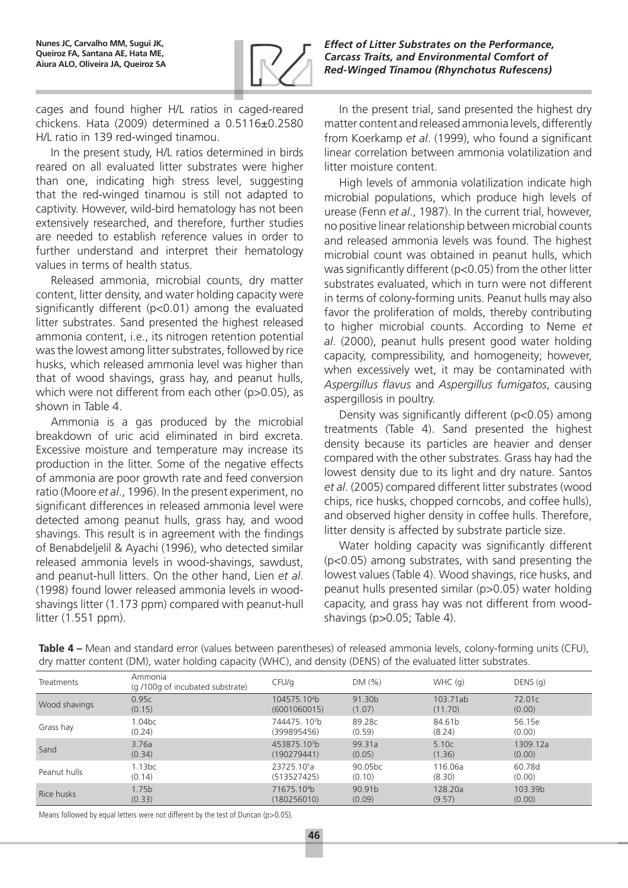cages and found higher H/L ratios in caged-reared chickens. Hata (2009) determined a 0.5116±0.2580 H/L ratio in 139 red-winged tinamou.

In the present study, H/L ratios determined in birds reared on all evaluated litter substrates were higher than one, indicating high stress level, suggesting that the red-winged tinamou is still not adapted to captivity. However, wild-bird hematology has not been extensively researched, and therefore, further studies are needed to establish reference values in order to further understand and interpret their hematology values in terms of health status.

Released ammonia, microbial counts, dry matter content, litter density, and water holding capacity were significantly different ($p<0.01$) among the evaluated litter substrates. Sand presented the highest released ammonia content, i.e., its nitrogen retention potential was the lowest among litter substrates, followed by rice husks, which released ammonia level was higher than that of wood shavings, grass hay, and peanut hulls, which were not different from each other ($p>0.05$), as shown in Table 4.

Ammonia is a gas produced by the microbial breakdown of uric acid eliminated in bird excreta. Excessive moisture and temperature may increase its production in the litter. Some of the negative effects of ammonia are poor growth rate and feed conversion ratio (Moore *et al*., 1996). In the present experiment, no significant differences in released ammonia level were detected among peanut hulls, grass hay, and wood shavings. This result is in agreement with the findings of Benabdeljelil & Ayachi (1996), who detected similar released ammonia levels in wood-shavings, sawdust, and peanut-hull litters. On the other hand, Lien *et al.* (1998) found lower released ammonia levels in wood-shavings litter (1.173 ppm) compared with peanut-hull litter (1.551 ppm).

In the present trial, sand presented the highest dry matter content and released ammonia levels, differently from Koerkamp *et al*. (1999), who found a significant linear correlation between ammonia volatilization and litter moisture content.

High levels of ammonia volatilization indicate high microbial populations, which produce high levels of urease (Fenn *et al*., 1987). In the current trial, however, no positive linear relationship between microbial counts and released ammonia levels was found. The highest microbial count was obtained in peanut hulls, which was significantly different ($p<0.05$) from the other litter substrates evaluated, which in turn were not different in terms of colony-forming units. Peanut hulls may also favor the proliferation of molds, thereby contributing to higher microbial counts. According to Neme *et al*. (2000), peanut hulls present good water holding capacity, compressibility, and homogeneity; however, when excessively wet, it may be contaminated with *Aspergillus flavus* and *Aspergillus fumigatos*, causing aspergillosis in poultry.

Density was significantly different ($p<0.05$) among treatments (Table 4). Sand presented the highest density because its particles are heavier and denser compared with the other substrates. Grass hay had the lowest density due to its light and dry nature. Santos *et al*. (2005) compared different litter substrates (wood chips, rice husks, chopped corncobs, and coffee hulls), and observed higher density in coffee hulls. Therefore, litter density is affected by substrate particle size.

Water holding capacity was significantly different ($p<0.05$) among substrates, with sand presenting the lowest values (Table 4). Wood shavings, rice husks, and peanut hulls presented similar ($p>0.05$) water holding capacity, and grass hay was not different from wood-shavings ($p>0.05$; Table 4).

**Table 4 –** Mean and standard error (values between parentheses) of released ammonia levels, colony-forming units (CFU), dry matter content (DM), water holding capacity (WHC), and density (DENS) of the evaluated litter substrates.

| Treatments | Ammonia (g /100g of incubated substrate) | CFU/g | DM (%) | WHC (g) | DENS (g) |
|---|---|---|---|---|---|
| Wood shavings | 0.95c (0.15) | $104575.10^4$b (6001060015) | 91.30b (1.07) | 103.71ab (11.70) | 72.01c (0.00) |
| Grass hay | 1.04bc (0.24) | $744475.10^3$b (399895456) | 89.28c (0.59) | 84.61b (8.24) | 56.15e (0.00) |
| Sand | 3.76a (0.34) | $453875.10^3$b (190279441) | 99.31a (0.05) | 5.10c (1.36) | 1309.12a (0.00) |
| Peanut hulls | 1.13bc (0.14) | $23725.10^5$a (513527425) | 90.05bc (0.10) | 116.06a (8.30) | 60.78d (0.00) |
| Rice husks | 1.75b (0.33) | $71675.10^4$b (180256010) | 90.91b (0.09) | 128.20a (9.57) | 103.39b (0.00) |

Means followed by equal letters were not different by the test of Duncan ($p>0.05$).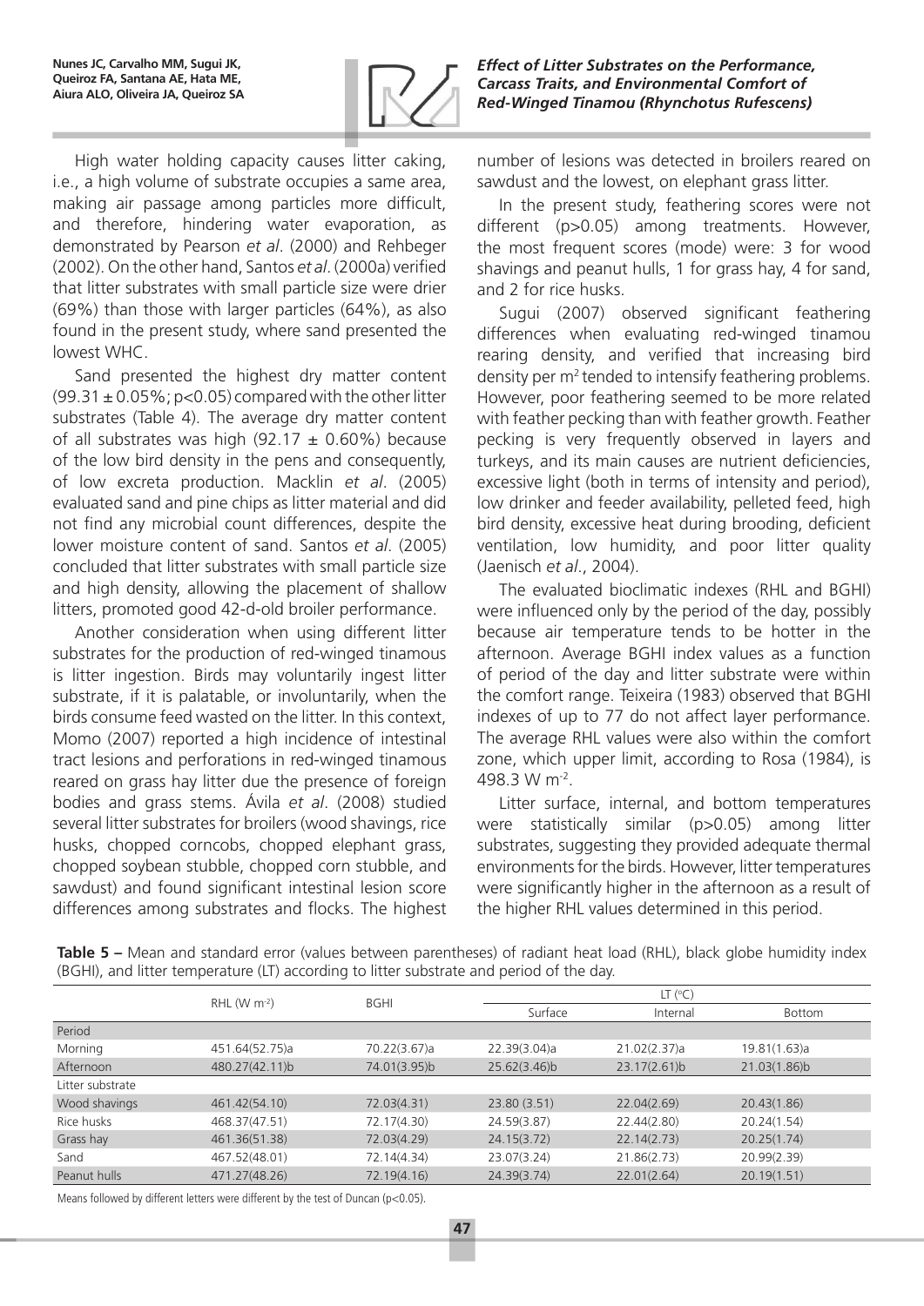High water holding capacity causes litter caking, i.e., a high volume of substrate occupies a same area, making air passage among particles more difficult, and therefore, hindering water evaporation, as demonstrated by Pearson *et al*. (2000) and Rehbeger (2002). On the other hand, Santos *et al*. (2000a) verified that litter substrates with small particle size were drier (69%) than those with larger particles (64%), as also found in the present study, where sand presented the lowest WHC.

Sand presented the highest dry matter content ($99.31 \pm 0.05\%$; $p<0.05$) compared with the other litter substrates (Table 4). The average dry matter content of all substrates was high ($92.17 \pm 0.60\%$) because of the low bird density in the pens and consequently, of low excreta production. Macklin *et al*. (2005) evaluated sand and pine chips as litter material and did not find any microbial count differences, despite the lower moisture content of sand. Santos *et al*. (2005) concluded that litter substrates with small particle size and high density, allowing the placement of shallow litters, promoted good 42-d-old broiler performance.

Another consideration when using different litter substrates for the production of red-winged tinamous is litter ingestion. Birds may voluntarily ingest litter substrate, if it is palatable, or involuntarily, when the birds consume feed wasted on the litter. In this context, Momo (2007) reported a high incidence of intestinal tract lesions and perforations in red-winged tinamous reared on grass hay litter due the presence of foreign bodies and grass stems. Ávila *et al*. (2008) studied several litter substrates for broilers (wood shavings, rice husks, chopped corncobs, chopped elephant grass, chopped soybean stubble, chopped corn stubble, and sawdust) and found significant intestinal lesion score differences among substrates and flocks. The highest number of lesions was detected in broilers reared on sawdust and the lowest, on elephant grass litter.

In the present study, feathering scores were not different ($p>0.05$) among treatments. However, the most frequent scores (mode) were: 3 for wood shavings and peanut hulls, 1 for grass hay, 4 for sand, and 2 for rice husks.

Sugui (2007) observed significant feathering differences when evaluating red-winged tinamou rearing density, and verified that increasing bird density per $m^2$ tended to intensify feathering problems. However, poor feathering seemed to be more related with feather pecking than with feather growth. Feather pecking is very frequently observed in layers and turkeys, and its main causes are nutrient deficiencies, excessive light (both in terms of intensity and period), low drinker and feeder availability, pelleted feed, high bird density, excessive heat during brooding, deficient ventilation, low humidity, and poor litter quality (Jaenisch *et al*., 2004).

The evaluated bioclimatic indexes (RHL and BGHI) were influenced only by the period of the day, possibly because air temperature tends to be hotter in the afternoon. Average BGHI index values as a function of period of the day and litter substrate were within the comfort range. Teixeira (1983) observed that BGHI indexes of up to 77 do not affect layer performance. The average RHL values were also within the comfort zone, which upper limit, according to Rosa (1984), is 498.3 W $m^{-2}$.

Litter surface, internal, and bottom temperatures were statistically similar ($p>0.05$) among litter substrates, suggesting they provided adequate thermal environments for the birds. However, litter temperatures were significantly higher in the afternoon as a result of the higher RHL values determined in this period.

**Table 5 –** Mean and standard error (values between parentheses) of radiant heat load (RHL), black globe humidity index (BGHI), and litter temperature (LT) according to litter substrate and period of the day.

| | RHL (W $m^{-2}$) | BGHI | LT (°C) | | |
|---|---|---|---|---|---|
| | | | Surface | Internal | Bottom |
| Period | | | | | |
| Morning | 451.64(52.75)a | 70.22(3.67)a | 22.39(3.04)a | 21.02(2.37)a | 19.81(1.63)a |
| Afternoon | 480.27(42.11)b | 74.01(3.95)b | 25.62(3.46)b | 23.17(2.61)b | 21.03(1.86)b |
| Litter substrate | | | | | |
| Wood shavings | 461.42(54.10) | 72.03(4.31) | 23.80 (3.51) | 22.04(2.69) | 20.43(1.86) |
| Rice husks | 468.37(47.51) | 72.17(4.30) | 24.59(3.87) | 22.44(2.80) | 20.24(1.54) |
| Grass hay | 461.36(51.38) | 72.03(4.29) | 24.15(3.72) | 22.14(2.73) | 20.25(1.74) |
| Sand | 467.52(48.01) | 72.14(4.34) | 23.07(3.24) | 21.86(2.73) | 20.99(2.39) |
| Peanut hulls | 471.27(48.26) | 72.19(4.16) | 24.39(3.74) | 22.01(2.64) | 20.19(1.51) |

Means followed by different letters were different by the test of Duncan ($p<0.05$).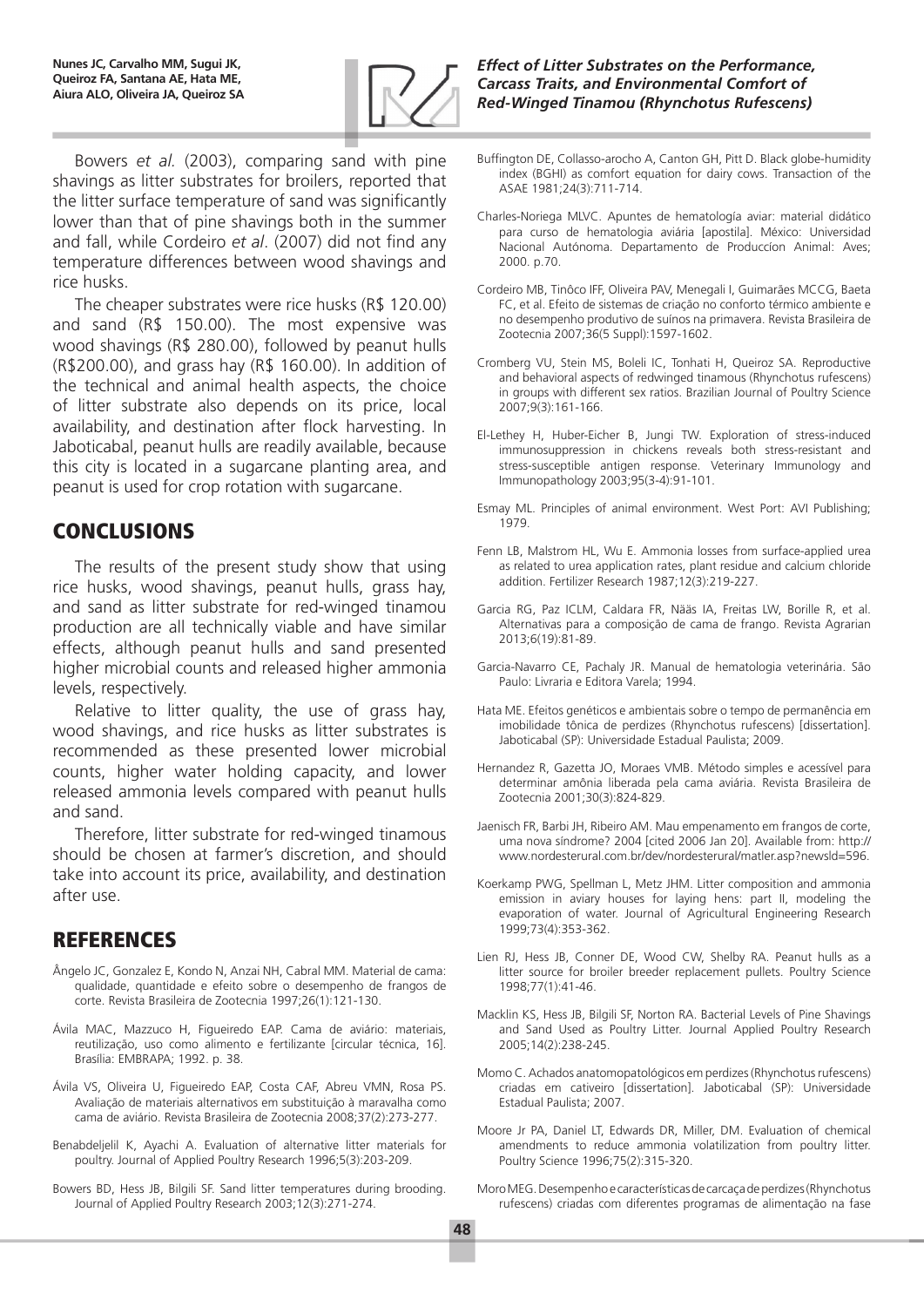Bowers *et al.* (2003), comparing sand with pine shavings as litter substrates for broilers, reported that the litter surface temperature of sand was significantly lower than that of pine shavings both in the summer and fall, while Cordeiro *et al*. (2007) did not find any temperature differences between wood shavings and rice husks.

The cheaper substrates were rice husks (R$ 120.00) and sand (R$ 150.00). The most expensive was wood shavings (R$ 280.00), followed by peanut hulls (R$200.00), and grass hay (R$ 160.00). In addition of the technical and animal health aspects, the choice of litter substrate also depends on its price, local availability, and destination after flock harvesting. In Jaboticabal, peanut hulls are readily available, because this city is located in a sugarcane planting area, and peanut is used for crop rotation with sugarcane.

## CONCLUSIONS

The results of the present study show that using rice husks, wood shavings, peanut hulls, grass hay, and sand as litter substrate for red-winged tinamou production are all technically viable and have similar effects, although peanut hulls and sand presented higher microbial counts and released higher ammonia levels, respectively.

Relative to litter quality, the use of grass hay, wood shavings, and rice husks as litter substrates is recommended as these presented lower microbial counts, higher water holding capacity, and lower released ammonia levels compared with peanut hulls and sand.

Therefore, litter substrate for red-winged tinamous should be chosen at farmer's discretion, and should take into account its price, availability, and destination after use.

## REFERENCES

Ângelo JC, Gonzalez E, Kondo N, Anzai NH, Cabral MM. Material de cama: qualidade, quantidade e efeito sobre o desempenho de frangos de corte. Revista Brasileira de Zootecnia 1997;26(1):121-130.

Ávila MAC, Mazzuco H, Figueiredo EAP. Cama de aviário: materiais, reutilização, uso como alimento e fertilizante [circular técnica, 16]. Brasília: EMBRAPA; 1992. p. 38.

Ávila VS, Oliveira U, Figueiredo EAP, Costa CAF, Abreu VMN, Rosa PS. Avaliação de materiais alternativos em substituição à maravalha como cama de aviário. Revista Brasileira de Zootecnia 2008;37(2):273-277.

Benabdeljelil K, Ayachi A. Evaluation of alternative litter materials for poultry. Journal of Applied Poultry Research 1996;5(3):203-209.

Bowers BD, Hess JB, Bilgili SF. Sand litter temperatures during brooding. Journal of Applied Poultry Research 2003;12(3):271-274.

Buffington DE, Collasso-arocho A, Canton GH, Pitt D. Black globe-humidity index (BGHI) as comfort equation for dairy cows. Transaction of the ASAE 1981;24(3):711-714.

Charles-Noriega MLVC. Apuntes de hematología aviar: material didático para curso de hematologia aviária [apostila]. México: Universidad Nacional Autónoma. Departamento de Produccíon Animal: Aves; 2000. p.70.

Cordeiro MB, Tinôco IFF, Oliveira PAV, Menegali I, Guimarães MCCG, Baeta FC, et al. Efeito de sistemas de criação no conforto térmico ambiente e no desempenho produtivo de suínos na primavera. Revista Brasileira de Zootecnia 2007;36(5 Suppl):1597-1602.

Cromberg VU, Stein MS, Boleli IC, Tonhati H, Queiroz SA. Reproductive and behavioral aspects of redwinged tinamous (Rhynchotus rufescens) in groups with different sex ratios. Brazilian Journal of Poultry Science 2007;9(3):161-166.

El-Lethey H, Huber-Eicher B, Jungi TW. Exploration of stress-induced immunosuppression in chickens reveals both stress-resistant and stress-susceptible antigen response. Veterinary Immunology and Immunopathology 2003;95(3-4):91-101.

Esmay ML. Principles of animal environment. West Port: AVI Publishing; 1979.

Fenn LB, Malstrom HL, Wu E. Ammonia losses from surface-applied urea as related to urea application rates, plant residue and calcium chloride addition. Fertilizer Research 1987;12(3):219-227.

Garcia RG, Paz ICLM, Caldara FR, Nääs IA, Freitas LW, Borille R, et al. Alternativas para a composição de cama de frango. Revista Agrarian 2013;6(19):81-89.

Garcia-Navarro CE, Pachaly JR. Manual de hematologia veterinária. São Paulo: Livraria e Editora Varela; 1994.

Hata ME. Efeitos genéticos e ambientais sobre o tempo de permanência em imobilidade tônica de perdizes (Rhynchotus rufescens) [dissertation]. Jaboticabal (SP): Universidade Estadual Paulista; 2009.

Hernandez R, Gazetta JO, Moraes VMB. Método simples e acessível para determinar amônia liberada pela cama aviária. Revista Brasileira de Zootecnia 2001;30(3):824-829.

Jaenisch FR, Barbi JH, Ribeiro AM. Mau empenamento em frangos de corte, uma nova síndrome? 2004 [cited 2006 Jan 20]. Available from: http://www.nordesterural.com.br/dev/nordesterural/matler.asp?newsld=596.

Koerkamp PWG, Spellman L, Metz JHM. Litter composition and ammonia emission in aviary houses for laying hens: part II, modeling the evaporation of water. Journal of Agricultural Engineering Research 1999;73(4):353-362.

Lien RJ, Hess JB, Conner DE, Wood CW, Shelby RA. Peanut hulls as a litter source for broiler breeder replacement pullets. Poultry Science 1998;77(1):41-46.

Macklin KS, Hess JB, Bilgili SF, Norton RA. Bacterial Levels of Pine Shavings and Sand Used as Poultry Litter. Journal Applied Poultry Research 2005;14(2):238-245.

Momo C. Achados anatomopatológicos em perdizes (Rhynchotus rufescens) criadas em cativeiro [dissertation]. Jaboticabal (SP): Universidade Estadual Paulista; 2007.

Moore Jr PA, Daniel LT, Edwards DR, Miller, DM. Evaluation of chemical amendments to reduce ammonia volatilization from poultry litter. Poultry Science 1996;75(2):315-320.

Moro MEG. Desempenho e características de carcaça de perdizes (Rhynchotus rufescens) criadas com diferentes programas de alimentação na fase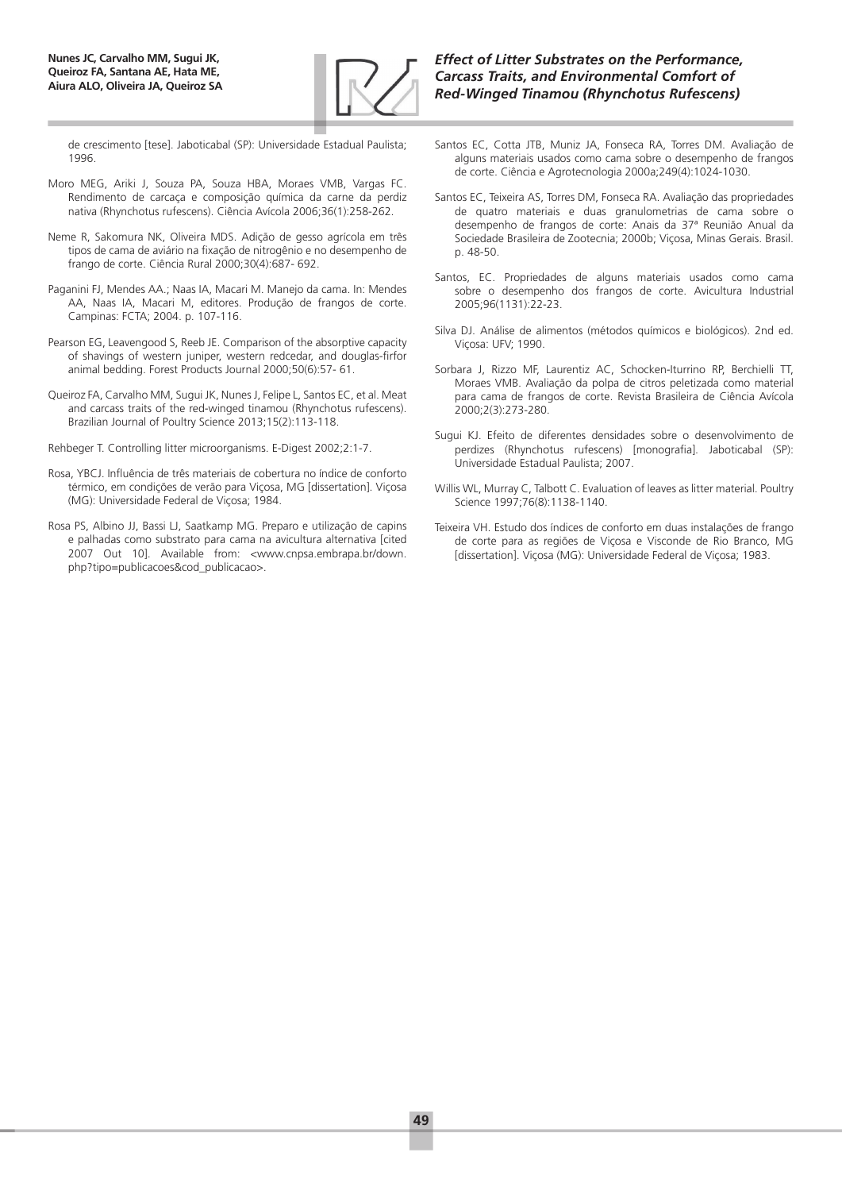de crescimento [tese]. Jaboticabal (SP): Universidade Estadual Paulista; 1996.

Moro MEG, Ariki J, Souza PA, Souza HBA, Moraes VMB, Vargas FC. Rendimento de carcaça e composição química da carne da perdiz nativa (Rhynchotus rufescens). Ciência Avícola 2006;36(1):258-262.

Neme R, Sakomura NK, Oliveira MDS. Adição de gesso agrícola em três tipos de cama de aviário na fixação de nitrogênio e no desempenho de frango de corte. Ciência Rural 2000;30(4):687- 692.

Paganini FJ, Mendes AA.; Naas IA, Macari M. Manejo da cama. In: Mendes AA, Naas IA, Macari M, editores. Produção de frangos de corte. Campinas: FCTA; 2004. p. 107-116.

Pearson EG, Leavengood S, Reeb JE. Comparison of the absorptive capacity of shavings of western juniper, western redcedar, and douglas-firfor animal bedding. Forest Products Journal 2000;50(6):57- 61.

Queiroz FA, Carvalho MM, Sugui JK, Nunes J, Felipe L, Santos EC, et al. Meat and carcass traits of the red-winged tinamou (Rhynchotus rufescens). Brazilian Journal of Poultry Science 2013;15(2):113-118.

Rehbeger T. Controlling litter microorganisms. E-Digest 2002;2:1-7.

Rosa, YBCJ. Influência de três materiais de cobertura no índice de conforto térmico, em condições de verão para Viçosa, MG [dissertation]. Viçosa (MG): Universidade Federal de Viçosa; 1984.

Rosa PS, Albino JJ, Bassi LJ, Saatkamp MG. Preparo e utilização de capins e palhadas como substrato para cama na avicultura alternativa [cited 2007 Out 10]. Available from: <www.cnpsa.embrapa.br/down.php?tipo=publicacoes&cod_publicacao>.

Santos EC, Cotta JTB, Muniz JA, Fonseca RA, Torres DM. Avaliação de alguns materiais usados como cama sobre o desempenho de frangos de corte. Ciência e Agrotecnologia 2000a;249(4):1024-1030.

Santos EC, Teixeira AS, Torres DM, Fonseca RA. Avaliação das propriedades de quatro materiais e duas granulometrias de cama sobre o desempenho de frangos de corte: Anais da 37ª Reunião Anual da Sociedade Brasileira de Zootecnia; 2000b; Viçosa, Minas Gerais. Brasil. p. 48-50.

Santos, EC. Propriedades de alguns materiais usados como cama sobre o desempenho dos frangos de corte. Avicultura Industrial 2005;96(1131):22-23.

Silva DJ. Análise de alimentos (métodos químicos e biológicos). 2nd ed. Viçosa: UFV; 1990.

Sorbara J, Rizzo MF, Laurentiz AC, Schocken-Iturrino RP, Berchielli TT, Moraes VMB. Avaliação da polpa de citros peletizada como material para cama de frangos de corte. Revista Brasileira de Ciência Avícola 2000;2(3):273-280.

Sugui KJ. Efeito de diferentes densidades sobre o desenvolvimento de perdizes (Rhynchotus rufescens) [monografia]. Jaboticabal (SP): Universidade Estadual Paulista; 2007.

Willis WL, Murray C, Talbott C. Evaluation of leaves as litter material. Poultry Science 1997;76(8):1138-1140.

Teixeira VH. Estudo dos índices de conforto em duas instalações de frango de corte para as regiões de Viçosa e Visconde de Rio Branco, MG [dissertation]. Viçosa (MG): Universidade Federal de Viçosa; 1983.